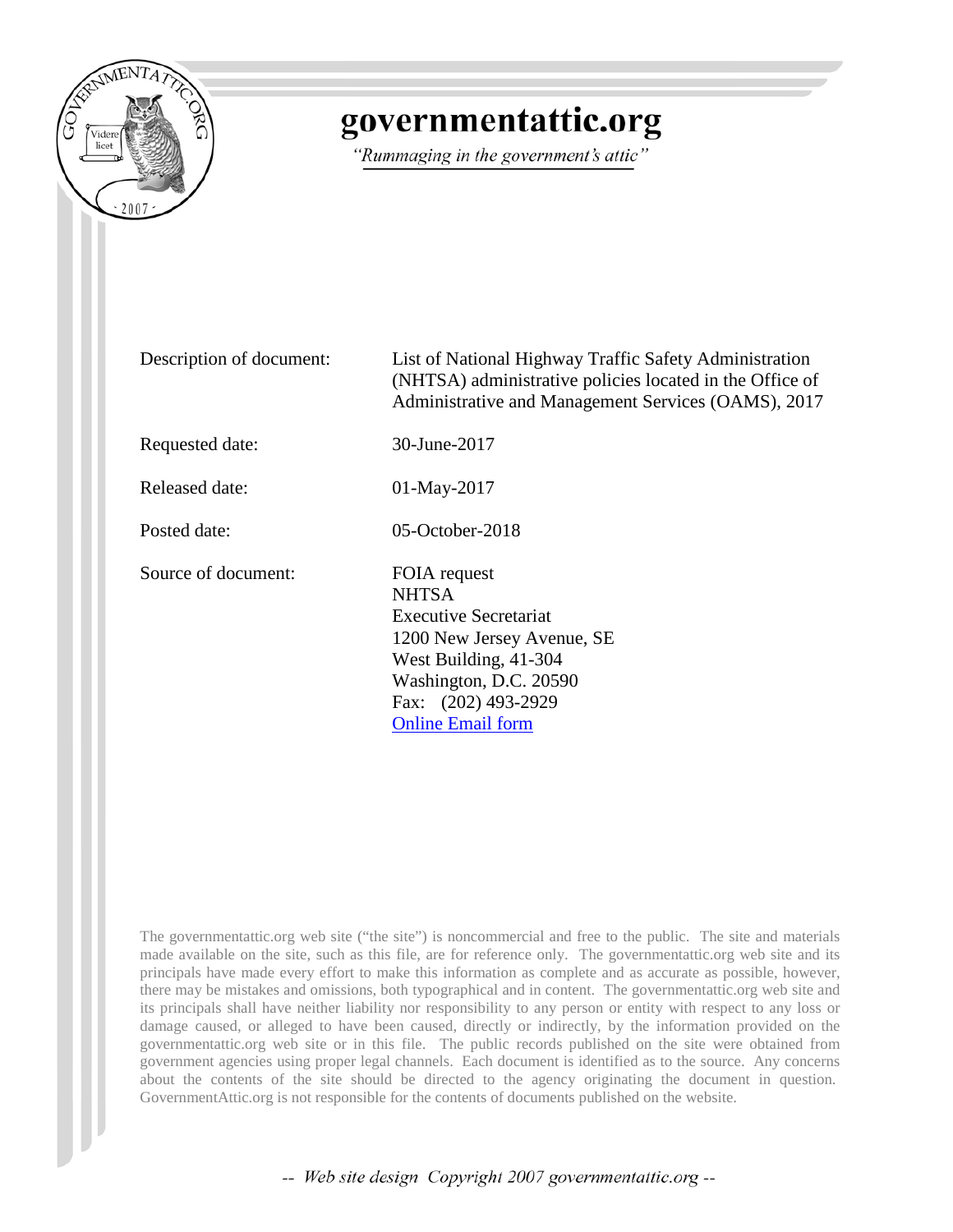# governmentattic.org

*"Rummaging in the government's attic"*

| | |
|---|---|
| Description of document: | List of National Highway Traffic Safety Administration (NHTSA) administrative policies located in the Office of Administrative and Management Services (OAMS), 2017 |
| Requested date: | 30-June-2017 |
| Released date: | 01-May-2017 |
| Posted date: | 05-October-2018 |
| Source of document: | FOIA request<br>NHTSA<br>Executive Secretariat<br>1200 New Jersey Avenue, SE<br>West Building, 41-304<br>Washington, D.C. 20590<br>Fax: (202) 493-2929<br>Online Email form |

The governmentattic.org web site ("the site") is noncommercial and free to the public. The site and materials made available on the site, such as this file, are for reference only. The governmentattic.org web site and its principals have made every effort to make this information as complete and as accurate as possible, however, there may be mistakes and omissions, both typographical and in content. The governmentattic.org web site and its principals shall have neither liability nor responsibility to any person or entity with respect to any loss or damage caused, or alleged to have been caused, directly or indirectly, by the information provided on the governmentattic.org web site or in this file. The public records published on the site were obtained from government agencies using proper legal channels. Each document is identified as to the source. Any concerns about the contents of the site should be directed to the agency originating the document in question. GovernmentAttic.org is not responsible for the contents of documents published on the website.

-- Web site design Copyright 2007 governmentattic.org --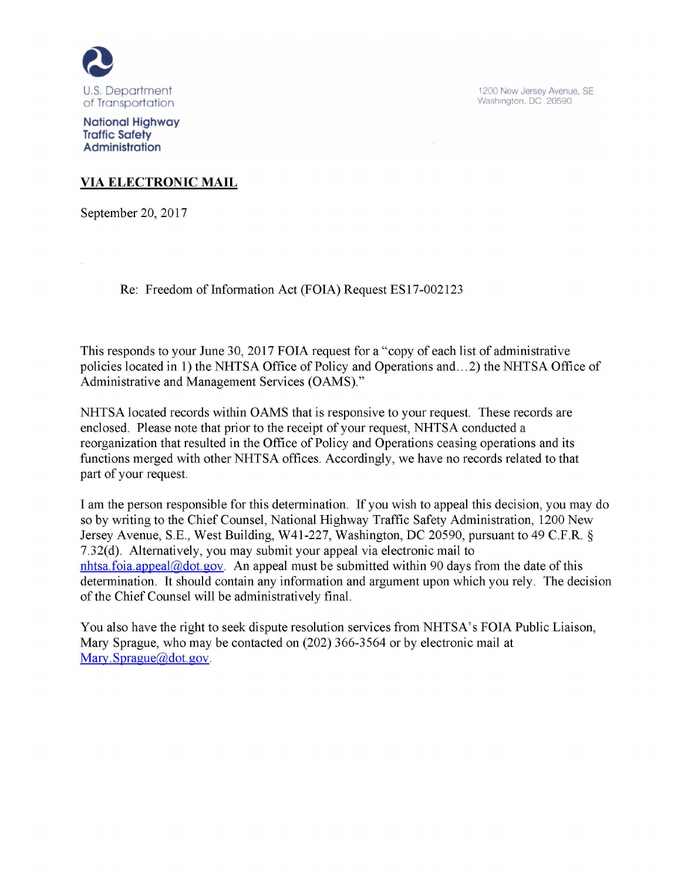U.S. Department of Transportation

**National Highway Traffic Safety Administration**

1200 New Jersey Avenue, SE
Washington, DC 20590

**VIA ELECTRONIC MAIL**

September 20, 2017

Re: Freedom of Information Act (FOIA) Request ES17-002123

This responds to your June 30, 2017 FOIA request for a "copy of each list of administrative policies located in 1) the NHTSA Office of Policy and Operations and…2) the NHTSA Office of Administrative and Management Services (OAMS)."

NHTSA located records within OAMS that is responsive to your request. These records are enclosed. Please note that prior to the receipt of your request, NHTSA conducted a reorganization that resulted in the Office of Policy and Operations ceasing operations and its functions merged with other NHTSA offices. Accordingly, we have no records related to that part of your request.

I am the person responsible for this determination. If you wish to appeal this decision, you may do so by writing to the Chief Counsel, National Highway Traffic Safety Administration, 1200 New Jersey Avenue, S.E., West Building, W41-227, Washington, DC 20590, pursuant to 49 C.F.R. § 7.32(d). Alternatively, you may submit your appeal via electronic mail to nhtsa.foia.appeal@dot.gov. An appeal must be submitted within 90 days from the date of this determination. It should contain any information and argument upon which you rely. The decision of the Chief Counsel will be administratively final.

You also have the right to seek dispute resolution services from NHTSA's FOIA Public Liaison, Mary Sprague, who may be contacted on (202) 366-3564 or by electronic mail at Mary.Sprague@dot.gov.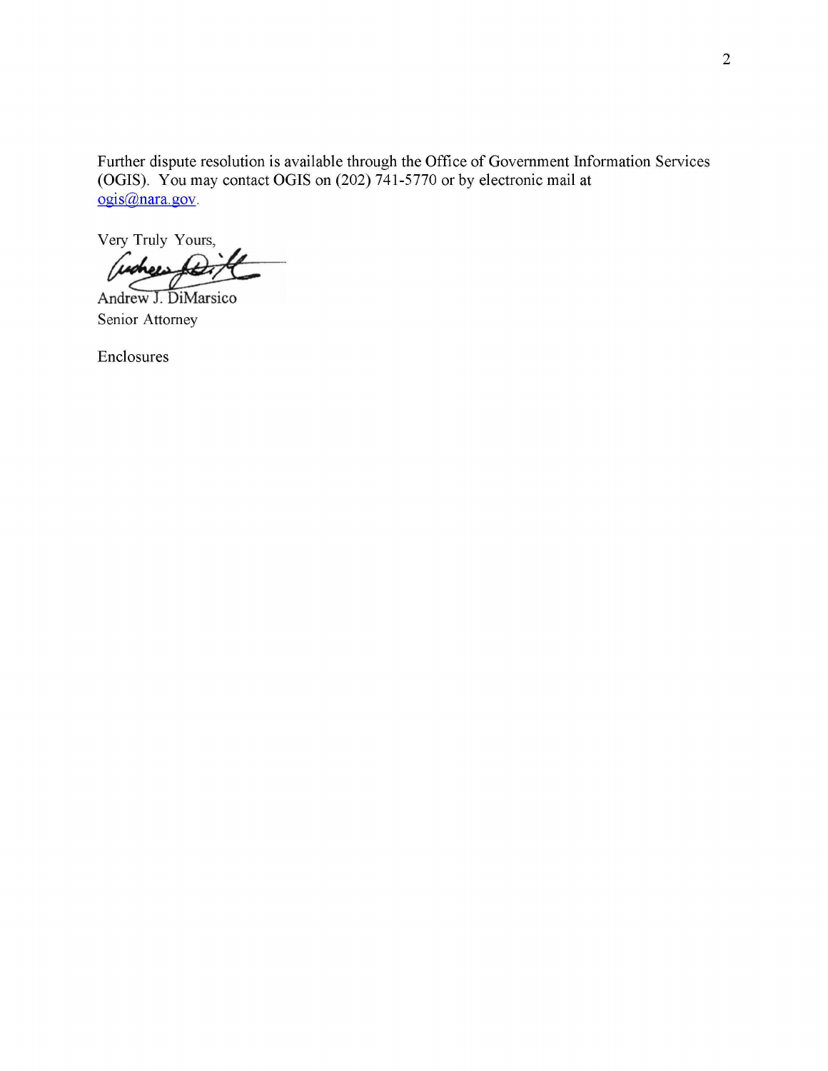Further dispute resolution is available through the Office of Government Information Services (OGIS). You may contact OGIS on (202) 741-5770 or by electronic mail at ogis@nara.gov.

Very Truly Yours,

Andrew J. DiMarsico
Senior Attorney

Enclosures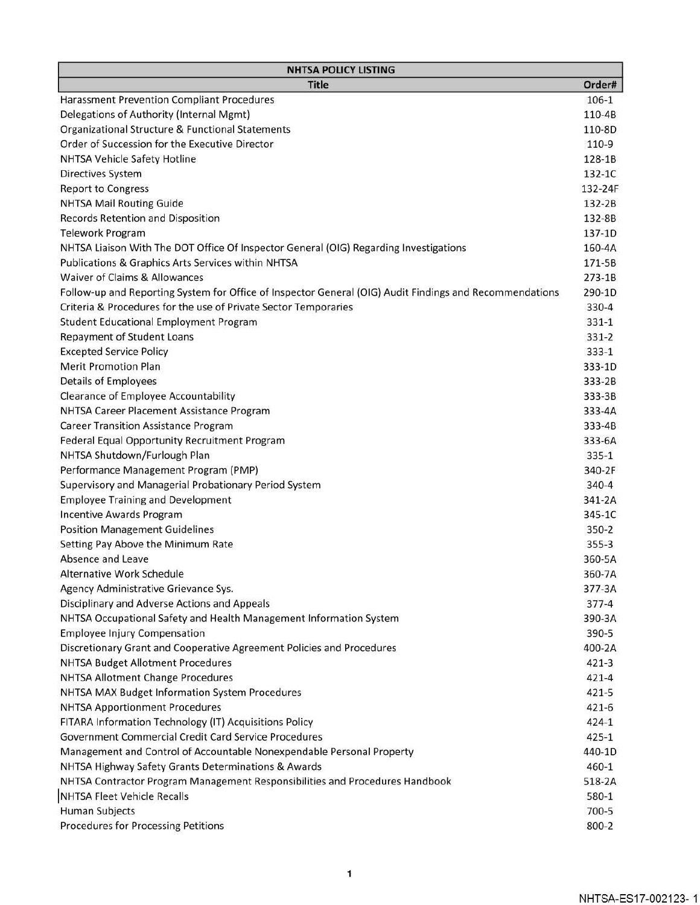| NHTSA POLICY LISTING | |
|---|---|
| **Title** | **Order#** |
| Harassment Prevention Compliant Procedures | 106-1 |
| Delegations of Authority (Internal Mgmt) | 110-4B |
| Organizational Structure & Functional Statements | 110-8D |
| Order of Succession for the Executive Director | 110-9 |
| NHTSA Vehicle Safety Hotline | 128-1B |
| Directives System | 132-1C |
| Report to Congress | 132-24F |
| NHTSA Mail Routing Guide | 132-2B |
| Records Retention and Disposition | 132-8B |
| Telework Program | 137-1D |
| NHTSA Liaison With The DOT Office Of Inspector General (OIG) Regarding Investigations | 160-4A |
| Publications & Graphics Arts Services within NHTSA | 171-5B |
| Waiver of Claims & Allowances | 273-1B |
| Follow-up and Reporting System for Office of Inspector General (OIG) Audit Findings and Recommendations | 290-1D |
| Criteria & Procedures for the use of Private Sector Temporaries | 330-4 |
| Student Educational Employment Program | 331-1 |
| Repayment of Student Loans | 331-2 |
| Excepted Service Policy | 333-1 |
| Merit Promotion Plan | 333-1D |
| Details of Employees | 333-2B |
| Clearance of Employee Accountability | 333-3B |
| NHTSA Career Placement Assistance Program | 333-4A |
| Career Transition Assistance Program | 333-4B |
| Federal Equal Opportunity Recruitment Program | 333-6A |
| NHTSA Shutdown/Furlough Plan | 335-1 |
| Performance Management Program (PMP) | 340-2F |
| Supervisory and Managerial Probationary Period System | 340-4 |
| Employee Training and Development | 341-2A |
| Incentive Awards Program | 345-1C |
| Position Management Guidelines | 350-2 |
| Setting Pay Above the Minimum Rate | 355-3 |
| Absence and Leave | 360-5A |
| Alternative Work Schedule | 360-7A |
| Agency Administrative Grievance Sys. | 377-3A |
| Disciplinary and Adverse Actions and Appeals | 377-4 |
| NHTSA Occupational Safety and Health Management Information System | 390-3A |
| Employee Injury Compensation | 390-5 |
| Discretionary Grant and Cooperative Agreement Policies and Procedures | 400-2A |
| NHTSA Budget Allotment Procedures | 421-3 |
| NHTSA Allotment Change Procedures | 421-4 |
| NHTSA MAX Budget Information System Procedures | 421-5 |
| NHTSA Apportionment Procedures | 421-6 |
| FITARA Information Technology (IT) Acquisitions Policy | 424-1 |
| Government Commercial Credit Card Service Procedures | 425-1 |
| Management and Control of Accountable Nonexpendable Personal Property | 440-1D |
| NHTSA Highway Safety Grants Determinations & Awards | 460-1 |
| NHTSA Contractor Program Management Responsibilities and Procedures Handbook | 518-2A |
| NHTSA Fleet Vehicle Recalls | 580-1 |
| Human Subjects | 700-5 |
| Procedures for Processing Petitions | 800-2 |

NHTSA-ES17-002123- 1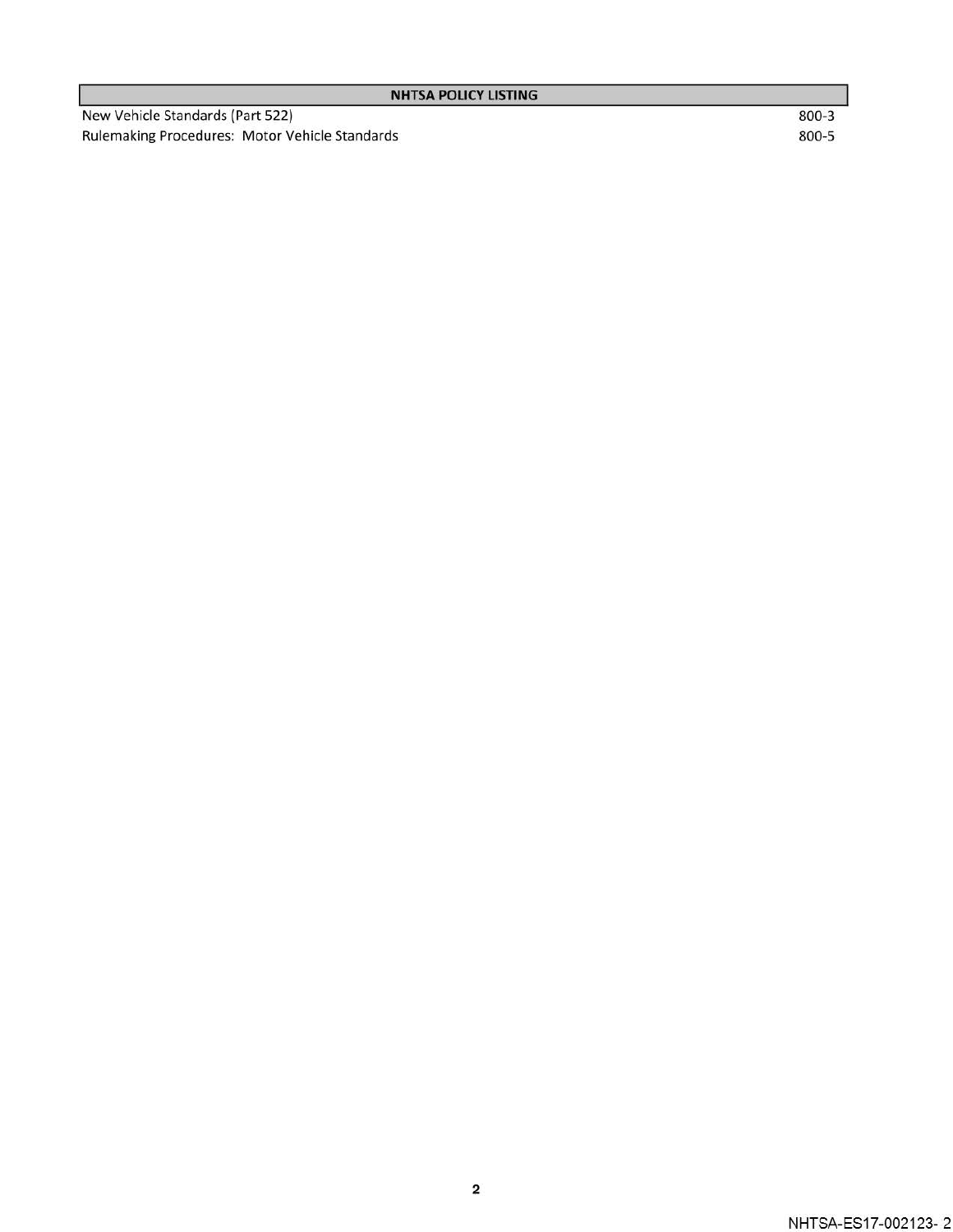| NHTSA POLICY LISTING | |
| --- | --- |
| New Vehicle Standards (Part 522) | 800-3 |
| Rulemaking Procedures: Motor Vehicle Standards | 800-5 |

NHTSA-ES17-002123- 2